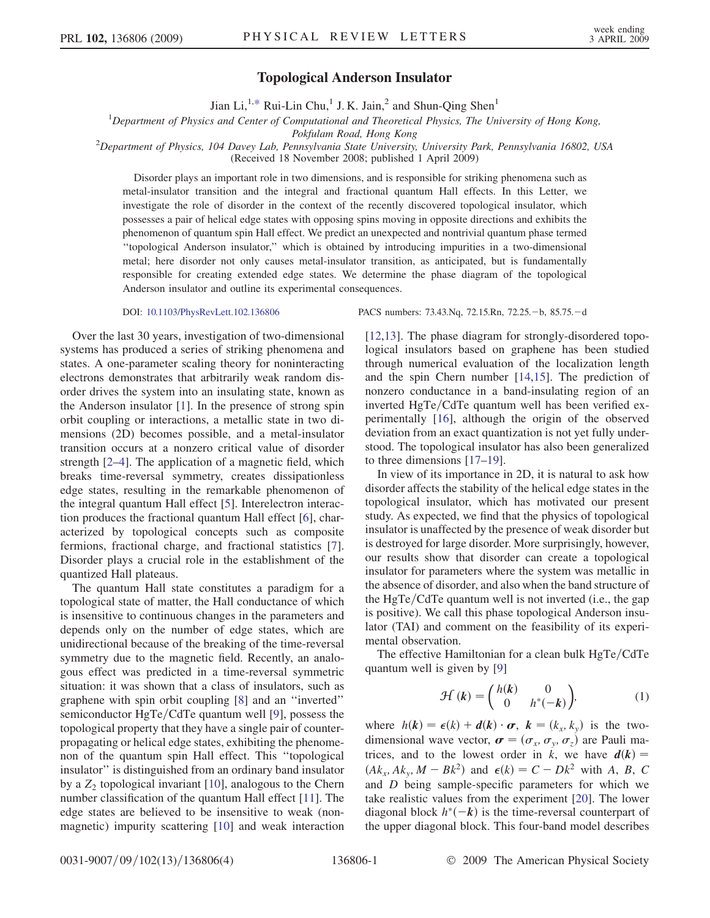# Topological Anderson Insulator

Jian Li,[1,*] Rui-Lin Chu,[1] J. K. Jain,[2] and Shun-Qing Shen[1]

[1]Department of Physics and Center of Computational and Theoretical Physics, The University of Hong Kong, Pokfulam Road, Hong Kong

[2]Department of Physics, 104 Davey Lab, Pennsylvania State University, University Park, Pennsylvania 16802, USA

(Received 18 November 2008; published 1 April 2009)

Disorder plays an important role in two dimensions, and is responsible for striking phenomena such as metal-insulator transition and the integral and fractional quantum Hall effects. In this Letter, we investigate the role of disorder in the context of the recently discovered topological insulator, which possesses a pair of helical edge states with opposing spins moving in opposite directions and exhibits the phenomenon of quantum spin Hall effect. We predict an unexpected and nontrivial quantum phase termed "topological Anderson insulator," which is obtained by introducing impurities in a two-dimensional metal; here disorder not only causes metal-insulator transition, as anticipated, but is fundamentally responsible for creating extended edge states. We determine the phase diagram of the topological Anderson insulator and outline its experimental consequences.

DOI: 10.1103/PhysRevLett.102.136806 PACS numbers: 73.43.Nq, 72.15.Rn, 72.25.−b, 85.75.−d

Over the last 30 years, investigation of two-dimensional systems has produced a series of striking phenomena and states. A one-parameter scaling theory for noninteracting electrons demonstrates that arbitrarily weak random disorder drives the system into an insulating state, known as the Anderson insulator [1]. In the presence of strong spin orbit coupling or interactions, a metallic state in two dimensions (2D) becomes possible, and a metal-insulator transition occurs at a nonzero critical value of disorder strength [2–4]. The application of a magnetic field, which breaks time-reversal symmetry, creates dissipationless edge states, resulting in the remarkable phenomenon of the integral quantum Hall effect [5]. Interelectron interaction produces the fractional quantum Hall effect [6], characterized by topological concepts such as composite fermions, fractional charge, and fractional statistics [7]. Disorder plays a crucial role in the establishment of the quantized Hall plateaus.

The quantum Hall state constitutes a paradigm for a topological state of matter, the Hall conductance of which is insensitive to continuous changes in the parameters and depends only on the number of edge states, which are unidirectional because of the breaking of the time-reversal symmetry due to the magnetic field. Recently, an analogous effect was predicted in a time-reversal symmetric situation: it was shown that a class of insulators, such as graphene with spin orbit coupling [8] and an "inverted" semiconductor HgTe/CdTe quantum well [9], possess the topological property that they have a single pair of counter-propagating or helical edge states, exhibiting the phenomenon of the quantum spin Hall effect. This "topological insulator" is distinguished from an ordinary band insulator by a $Z_2$ topological invariant [10], analogous to the Chern number classification of the quantum Hall effect [11]. The edge states are believed to be insensitive to weak (non-magnetic) impurity scattering [10] and weak interaction [12,13]. The phase diagram for strongly-disordered topological insulators based on graphene has been studied through numerical evaluation of the localization length and the spin Chern number [14,15]. The prediction of nonzero conductance in a band-insulating region of an inverted HgTe/CdTe quantum well has been verified experimentally [16], although the origin of the observed deviation from an exact quantization is not yet fully understood. The topological insulator has also been generalized to three dimensions [17–19].

In view of its importance in 2D, it is natural to ask how disorder affects the stability of the helical edge states in the topological insulator, which has motivated our present study. As expected, we find that the physics of topological insulator is unaffected by the presence of weak disorder but is destroyed for large disorder. More surprisingly, however, our results show that disorder can create a topological insulator for parameters where the system was metallic in the absence of disorder, and also when the band structure of the HgTe/CdTe quantum well is not inverted (i.e., the gap is positive). We call this phase topological Anderson insulator (TAI) and comment on the feasibility of its experimental observation.

The effective Hamiltonian for a clean bulk HgTe/CdTe quantum well is given by [9]

$$\mathcal{H}(\boldsymbol{k}) = \begin{pmatrix} h(\boldsymbol{k}) & 0 \\ 0 & h^*(-\boldsymbol{k}) \end{pmatrix}, \tag{1}$$

where $h(\boldsymbol{k}) = \epsilon(k) + \boldsymbol{d}(\boldsymbol{k}) \cdot \boldsymbol{\sigma}$, $\boldsymbol{k} = (k_x, k_y)$ is the two-dimensional wave vector, $\boldsymbol{\sigma} = (\sigma_x, \sigma_y, \sigma_z)$ are Pauli matrices, and to the lowest order in $k$, we have $\boldsymbol{d}(\boldsymbol{k}) = (Ak_x, Ak_y, M - Bk^2)$ and $\epsilon(k) = C - Dk^2$ with $A$, $B$, $C$ and $D$ being sample-specific parameters for which we take realistic values from the experiment [20]. The lower diagonal block $h^*(-\boldsymbol{k})$ is the time-reversal counterpart of the upper diagonal block. This four-band model describes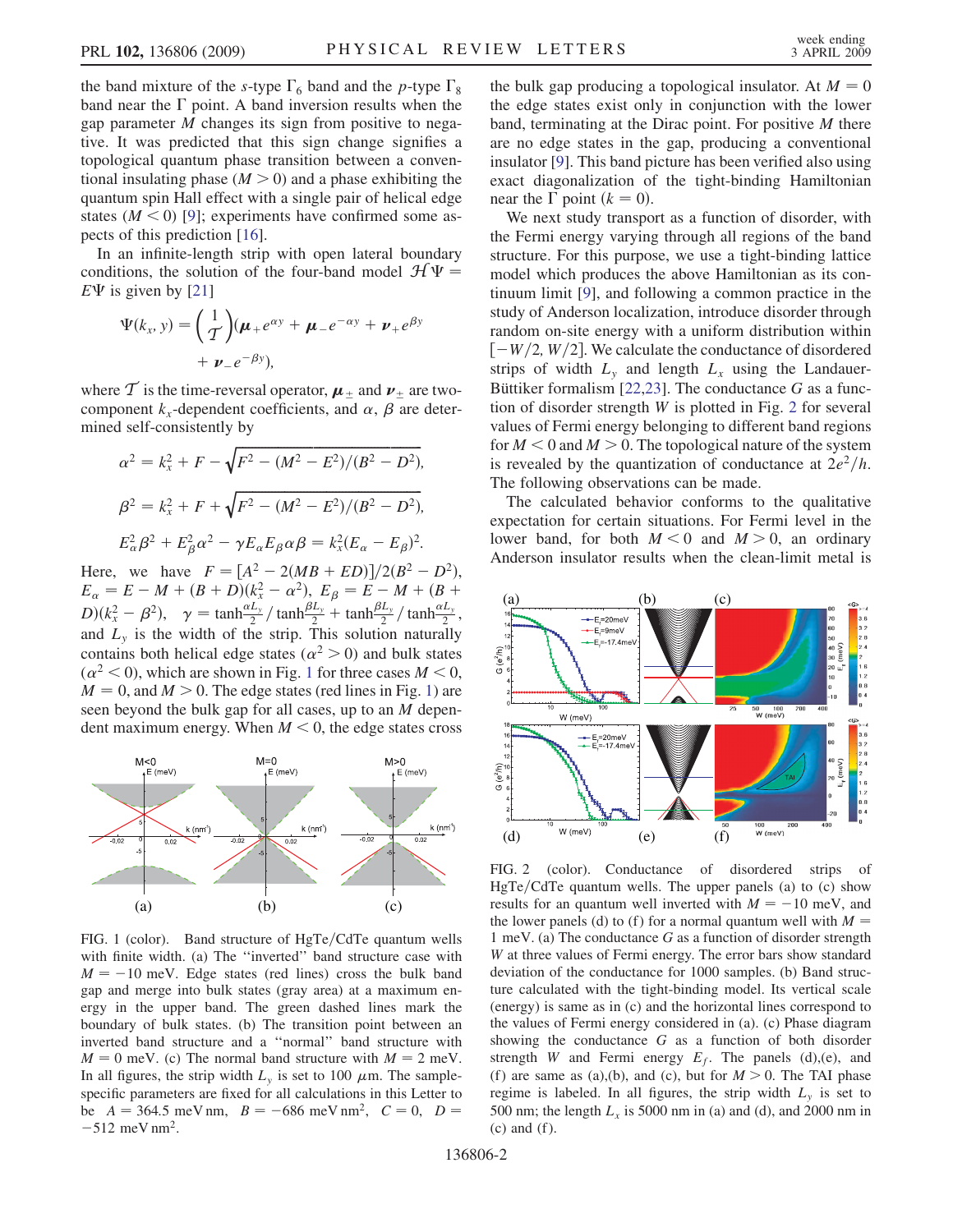the band mixture of the $s$-type $\Gamma_6$ band and the $p$-type $\Gamma_8$ band near the $\Gamma$ point. A band inversion results when the gap parameter $M$ changes its sign from positive to negative. It was predicted that this sign change signifies a topological quantum phase transition between a conventional insulating phase ($M > 0$) and a phase exhibiting the quantum spin Hall effect with a single pair of helical edge states ($M < 0$) [9]; experiments have confirmed some aspects of this prediction [16].

In an infinite-length strip with open lateral boundary conditions, the solution of the four-band model $\mathcal{H}\Psi = E\Psi$ is given by [21]

$$\Psi(k_x, y) = \binom{1}{\mathcal{T}}(\boldsymbol{\mu}_+ e^{\alpha y} + \boldsymbol{\mu}_- e^{-\alpha y} + \boldsymbol{\nu}_+ e^{\beta y} + \boldsymbol{\nu}_- e^{-\beta y}),$$

where $\mathcal{T}$ is the time-reversal operator, $\boldsymbol{\mu}_\pm$ and $\boldsymbol{\nu}_\pm$ are two-component $k_x$-dependent coefficients, and $\alpha$, $\beta$ are determined self-consistently by

$$\alpha^2 = k_x^2 + F - \sqrt{F^2 - (M^2 - E^2)/(B^2 - D^2)},$$

$$\beta^2 = k_x^2 + F + \sqrt{F^2 - (M^2 - E^2)/(B^2 - D^2)},$$

$$E_\alpha^2 \beta^2 + E_\beta^2 \alpha^2 - \gamma E_\alpha E_\beta \alpha\beta = k_x^2(E_\alpha - E_\beta)^2.$$

Here, we have $F = [A^2 - 2(MB + ED)]/2(B^2 - D^2)$, $E_\alpha = E - M + (B + D)(k_x^2 - \alpha^2)$, $E_\beta = E - M + (B + D)(k_x^2 - \beta^2)$, $\gamma = \tanh\frac{\alpha L_y}{2}/\tanh\frac{\beta L_y}{2} + \tanh\frac{\beta L_y}{2}/\tanh\frac{\alpha L_y}{2}$, and $L_y$ is the width of the strip. This solution naturally contains both helical edge states ($\alpha^2 > 0$) and bulk states ($\alpha^2 < 0$), which are shown in Fig. 1 for three cases $M < 0$, $M = 0$, and $M > 0$. The edge states (red lines in Fig. 1) are seen beyond the bulk gap for all cases, up to an $M$ dependent maximum energy. When $M < 0$, the edge states cross the bulk gap producing a topological insulator. At $M = 0$ the edge states exist only in conjunction with the lower band, terminating at the Dirac point. For positive $M$ there are no edge states in the gap, producing a conventional insulator [9]. This band picture has been verified also using exact diagonalization of the tight-binding Hamiltonian near the $\Gamma$ point ($k = 0$).

FIG. 1 (color). Band structure of HgTe/CdTe quantum wells with finite width. (a) The "inverted" band structure case with $M = -10$ meV. Edge states (red lines) cross the bulk band gap and merge into bulk states (gray area) at a maximum energy in the upper band. The green dashed lines mark the boundary of bulk states. (b) The transition point between an inverted band structure and a "normal" band structure with $M = 0$ meV. (c) The normal band structure with $M = 2$ meV. In all figures, the strip width $L_y$ is set to 100 $\mu$m. The sample-specific parameters are fixed for all calculations in this Letter to be $A = 364.5$ meV nm, $B = -686$ meV nm$^2$, $C = 0$, $D = -512$ meV nm$^2$.

We next study transport as a function of disorder, with the Fermi energy varying through all regions of the band structure. For this purpose, we use a tight-binding lattice model which produces the above Hamiltonian as its continuum limit [9], and following a common practice in the study of Anderson localization, introduce disorder through random on-site energy with a uniform distribution within $[-W/2, W/2]$. We calculate the conductance of disordered strips of width $L_y$ and length $L_x$ using the Landauer-Büttiker formalism [22,23]. The conductance $G$ as a function of disorder strength $W$ is plotted in Fig. 2 for several values of Fermi energy belonging to different band regions for $M < 0$ and $M > 0$. The topological nature of the system is revealed by the quantization of conductance at $2e^2/h$. The following observations can be made.

The calculated behavior conforms to the qualitative expectation for certain situations. For Fermi level in the lower band, for both $M < 0$ and $M > 0$, an ordinary Anderson insulator results when the clean-limit metal is

FIG. 2 (color). Conductance of disordered strips of HgTe/CdTe quantum wells. The upper panels (a) to (c) show results for an quantum well inverted with $M = -10$ meV, and the lower panels (d) to (f) for a normal quantum well with $M = 1$ meV. (a) The conductance $G$ as a function of disorder strength $W$ at three values of Fermi energy. The error bars show standard deviation of the conductance for 1000 samples. (b) Band structure calculated with the tight-binding model. Its vertical scale (energy) is same as in (c) and the horizontal lines correspond to the values of Fermi energy considered in (a). (c) Phase diagram showing the conductance $G$ as a function of both disorder strength $W$ and Fermi energy $E_f$. The panels (d),(e), and (f) are same as (a),(b), and (c), but for $M > 0$. The TAI phase regime is labeled. In all figures, the strip width $L_y$ is set to 500 nm; the length $L_x$ is 5000 nm in (a) and (d), and 2000 nm in (c) and (f).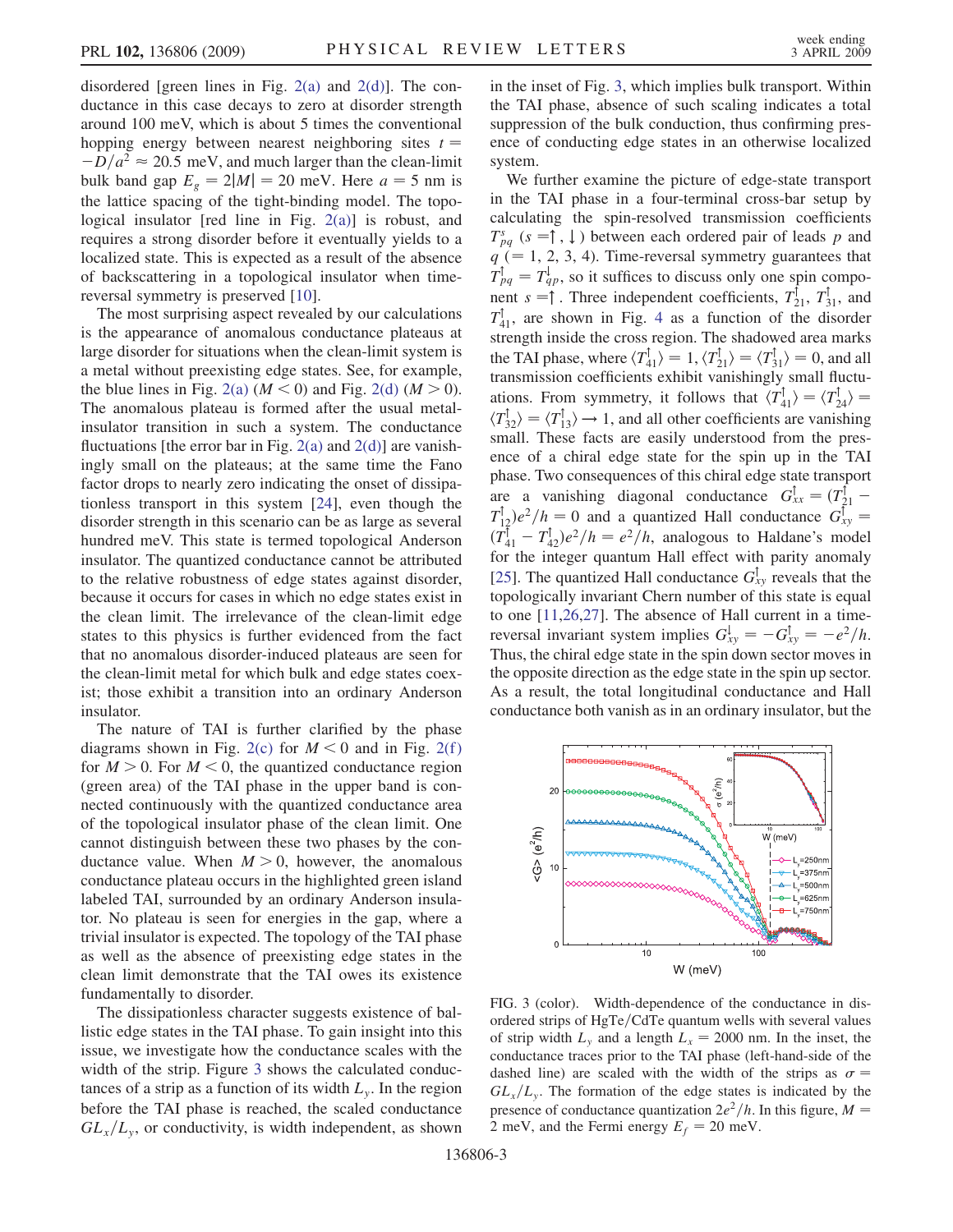disordered [green lines in Fig. 2(a) and 2(d)]. The conductance in this case decays to zero at disorder strength around 100 meV, which is about 5 times the conventional hopping energy between nearest neighboring sites $t = -D/a^2 \approx 20.5$ meV, and much larger than the clean-limit bulk band gap $E_g = 2|M| = 20$ meV. Here $a = 5$ nm is the lattice spacing of the tight-binding model. The topological insulator [red line in Fig. 2(a)] is robust, and requires a strong disorder before it eventually yields to a localized state. This is expected as a result of the absence of backscattering in a topological insulator when time-reversal symmetry is preserved [10].

The most surprising aspect revealed by our calculations is the appearance of anomalous conductance plateaus at large disorder for situations when the clean-limit system is a metal without preexisting edge states. See, for example, the blue lines in Fig. 2(a) ($M < 0$) and Fig. 2(d) ($M > 0$). The anomalous plateau is formed after the usual metal-insulator transition in such a system. The conductance fluctuations [the error bar in Fig. 2(a) and 2(d)] are vanishingly small on the plateaus; at the same time the Fano factor drops to nearly zero indicating the onset of dissipationless transport in this system [24], even though the disorder strength in this scenario can be as large as several hundred meV. This state is termed topological Anderson insulator. The quantized conductance cannot be attributed to the relative robustness of edge states against disorder, because it occurs for cases in which no edge states exist in the clean limit. The irrelevance of the clean-limit edge states to this physics is further evidenced from the fact that no anomalous disorder-induced plateaus are seen for the clean-limit metal for which bulk and edge states coexist; those exhibit a transition into an ordinary Anderson insulator.

The nature of TAI is further clarified by the phase diagrams shown in Fig. 2(c) for $M < 0$ and in Fig. 2(f) for $M > 0$. For $M < 0$, the quantized conductance region (green area) of the TAI phase in the upper band is connected continuously with the quantized conductance area of the topological insulator phase of the clean limit. One cannot distinguish between these two phases by the conductance value. When $M > 0$, however, the anomalous conductance plateau occurs in the highlighted green island labeled TAI, surrounded by an ordinary Anderson insulator. No plateau is seen for energies in the gap, where a trivial insulator is expected. The topology of the TAI phase as well as the absence of preexisting edge states in the clean limit demonstrate that the TAI owes its existence fundamentally to disorder.

The dissipationless character suggests existence of ballistic edge states in the TAI phase. To gain insight into this issue, we investigate how the conductance scales with the width of the strip. Figure 3 shows the calculated conductances of a strip as a function of its width $L_y$. In the region before the TAI phase is reached, the scaled conductance $GL_x/L_y$, or conductivity, is width independent, as shown in the inset of Fig. 3, which implies bulk transport. Within the TAI phase, absence of such scaling indicates a total suppression of the bulk conduction, thus confirming presence of conducting edge states in an otherwise localized system.

We further examine the picture of edge-state transport in the TAI phase in a four-terminal cross-bar setup by calculating the spin-resolved transmission coefficients $T^s_{pq}$ ($s = \uparrow, \downarrow$) between each ordered pair of leads $p$ and $q$ ($= 1, 2, 3, 4$). Time-reversal symmetry guarantees that $T^\uparrow_{pq} = T^\downarrow_{qp}$, so it suffices to discuss only one spin component $s = \uparrow$. Three independent coefficients, $T^\uparrow_{21}$, $T^\uparrow_{31}$, and $T^\uparrow_{41}$, are shown in Fig. 4 as a function of the disorder strength inside the cross region. The shadowed area marks the TAI phase, where $\langle T^\uparrow_{41}\rangle = 1$, $\langle T^\uparrow_{21}\rangle = \langle T^\uparrow_{31}\rangle = 0$, and all transmission coefficients exhibit vanishingly small fluctuations. From symmetry, it follows that $\langle T^\uparrow_{41}\rangle = \langle T^\uparrow_{24}\rangle = \langle T^\uparrow_{32}\rangle = \langle T^\uparrow_{13}\rangle \to 1$, and all other coefficients are vanishing small. These facts are easily understood from the presence of a chiral edge state for the spin up in the TAI phase. Two consequences of this chiral edge state transport are a vanishing diagonal conductance $G^\uparrow_{xx} = (T^\uparrow_{21} - T^\uparrow_{12})e^2/h = 0$ and a quantized Hall conductance $G^\uparrow_{xy} = (T^\uparrow_{41} - T^\uparrow_{42})e^2/h = e^2/h$, analogous to Haldane's model for the integer quantum Hall effect with parity anomaly [25]. The quantized Hall conductance $G^\uparrow_{xy}$ reveals that the topologically invariant Chern number of this state is equal to one [11,26,27]. The absence of Hall current in a time-reversal invariant system implies $G^\downarrow_{xy} = -G^\uparrow_{xy} = -e^2/h$. Thus, the chiral edge state in the spin down sector moves in the opposite direction as the edge state in the spin up sector. As a result, the total longitudinal conductance and Hall conductance both vanish as in an ordinary insulator, but the

FIG. 3 (color). Width-dependence of the conductance in disordered strips of HgTe/CdTe quantum wells with several values of strip width $L_y$ and a length $L_x = 2000$ nm. In the inset, the conductance traces prior to the TAI phase (left-hand-side of the dashed line) are scaled with the width of the strips as $\sigma = GL_x/L_y$. The formation of the edge states is indicated by the presence of conductance quantization $2e^2/h$. In this figure, $M = 2$ meV, and the Fermi energy $E_f = 20$ meV.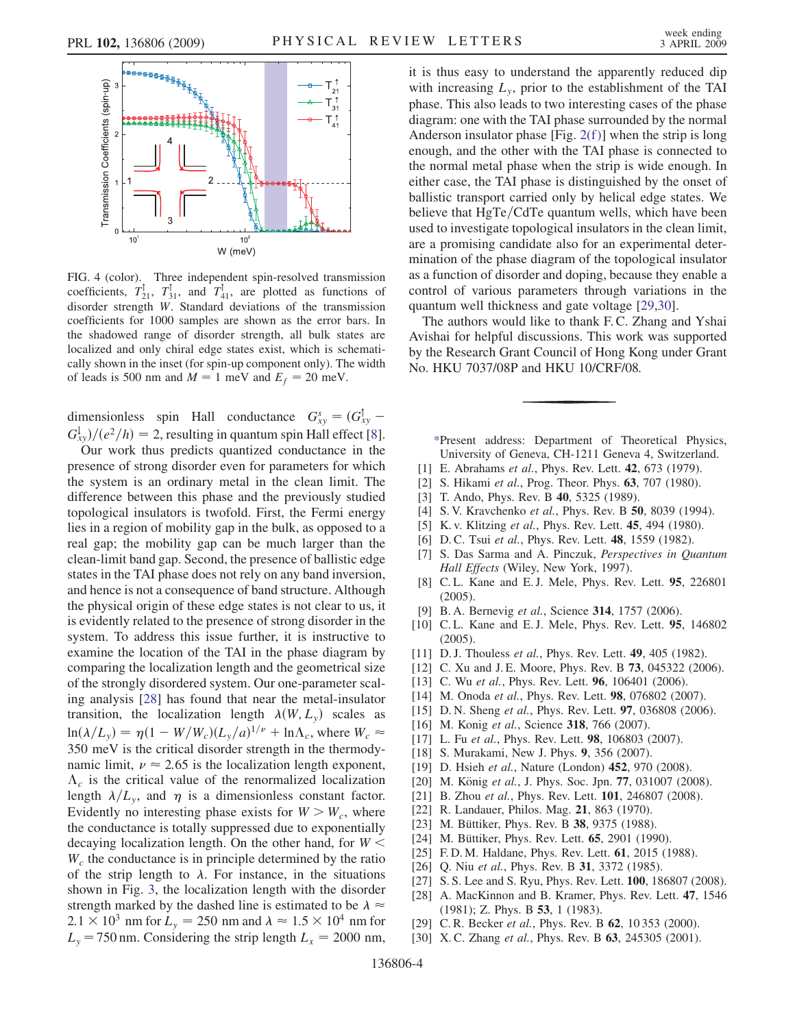Transmission Coefficients (spin-up)

3

2

1

0

$10^1$

$10^2$

W (meV)

$T^{\uparrow}_{21}$

$T^{\uparrow}_{31}$

$T^{\uparrow}_{41}$

4

1

2

3

FIG. 4 (color). Three independent spin-resolved transmission coefficients, $T^{\uparrow}_{21}$, $T^{\uparrow}_{31}$, and $T^{\uparrow}_{41}$, are plotted as functions of disorder strength $W$. Standard deviations of the transmission coefficients for 1000 samples are shown as the error bars. In the shadowed range of disorder strength, all bulk states are localized and only chiral edge states exist, which is schematically shown in the inset (for spin-up component only). The width of leads is 500 nm and $M = 1$ meV and $E_f = 20$ meV.

dimensionless spin Hall conductance $G^s_{xy} = (G^{\uparrow}_{xy} - G^{\downarrow}_{xy})/(e^2/h) = 2$, resulting in quantum spin Hall effect [8].

Our work thus predicts quantized conductance in the presence of strong disorder even for parameters for which the system is an ordinary metal in the clean limit. The difference between this phase and the previously studied topological insulators is twofold. First, the Fermi energy lies in a region of mobility gap in the bulk, as opposed to a real gap; the mobility gap can be much larger than the clean-limit band gap. Second, the presence of ballistic edge states in the TAI phase does not rely on any band inversion, and hence is not a consequence of band structure. Although the physical origin of these edge states is not clear to us, it is evidently related to the presence of strong disorder in the system. To address this issue further, it is instructive to examine the location of the TAI in the phase diagram by comparing the localization length and the geometrical size of the strongly disordered system. Our one-parameter scaling analysis [28] has found that near the metal-insulator transition, the localization length $\lambda(W, L_y)$ scales as $\ln(\lambda/L_y) = \eta(1 - W/W_c)(L_y/a)^{1/\nu} + \ln\Lambda_c$, where $W_c \approx 350$ meV is the critical disorder strength in the thermodynamic limit, $\nu \approx 2.65$ is the localization length exponent, $\Lambda_c$ is the critical value of the renormalized localization length $\lambda/L_y$, and $\eta$ is a dimensionless constant factor. Evidently no interesting phase exists for $W > W_c$, where the conductance is totally suppressed due to exponentially decaying localization length. On the other hand, for $W < W_c$ the conductance is in principle determined by the ratio of the strip length to $\lambda$. For instance, in the situations shown in Fig. 3, the localization length with the disorder strength marked by the dashed line is estimated to be $\lambda \approx 2.1 \times 10^3$ nm for $L_y = 250$ nm and $\lambda \approx 1.5 \times 10^4$ nm for $L_y = 750$ nm. Considering the strip length $L_x = 2000$ nm, it is thus easy to understand the apparently reduced dip with increasing $L_y$, prior to the establishment of the TAI phase. This also leads to two interesting cases of the phase diagram: one with the TAI phase surrounded by the normal Anderson insulator phase [Fig. 2(f)] when the strip is long enough, and the other with the TAI phase is connected to the normal metal phase when the strip is wide enough. In either case, the TAI phase is distinguished by the onset of ballistic transport carried only by helical edge states. We believe that HgTe/CdTe quantum wells, which have been used to investigate topological insulators in the clean limit, are a promising candidate also for an experimental determination of the phase diagram of the topological insulator as a function of disorder and doping, because they enable a control of various parameters through variations in the quantum well thickness and gate voltage [29,30].

The authors would like to thank F. C. Zhang and Yshai Avishai for helpful discussions. This work was supported by the Research Grant Council of Hong Kong under Grant No. HKU 7037/08P and HKU 10/CRF/08.

*Present address: Department of Theoretical Physics, University of Geneva, CH-1211 Geneva 4, Switzerland.

[1] E. Abrahams *et al.*, Phys. Rev. Lett. **42**, 673 (1979).
[2] S. Hikami *et al.*, Prog. Theor. Phys. **63**, 707 (1980).
[3] T. Ando, Phys. Rev. B **40**, 5325 (1989).
[4] S. V. Kravchenko *et al.*, Phys. Rev. B **50**, 8039 (1994).
[5] K. v. Klitzing *et al.*, Phys. Rev. Lett. **45**, 494 (1980).
[6] D. C. Tsui *et al.*, Phys. Rev. Lett. **48**, 1559 (1982).
[7] S. Das Sarma and A. Pinczuk, *Perspectives in Quantum Hall Effects* (Wiley, New York, 1997).
[8] C. L. Kane and E. J. Mele, Phys. Rev. Lett. **95**, 226801 (2005).
[9] B. A. Bernevig *et al.*, Science **314**, 1757 (2006).
[10] C. L. Kane and E. J. Mele, Phys. Rev. Lett. **95**, 146802 (2005).
[11] D. J. Thouless *et al.*, Phys. Rev. Lett. **49**, 405 (1982).
[12] C. Xu and J. E. Moore, Phys. Rev. B **73**, 045322 (2006).
[13] C. Wu *et al.*, Phys. Rev. Lett. **96**, 106401 (2006).
[14] M. Onoda *et al.*, Phys. Rev. Lett. **98**, 076802 (2007).
[15] D. N. Sheng *et al.*, Phys. Rev. Lett. **97**, 036808 (2006).
[16] M. Konig *et al.*, Science **318**, 766 (2007).
[17] L. Fu *et al.*, Phys. Rev. Lett. **98**, 106803 (2007).
[18] S. Murakami, New J. Phys. **9**, 356 (2007).
[19] D. Hsieh *et al.*, Nature (London) **452**, 970 (2008).
[20] M. König *et al.*, J. Phys. Soc. Jpn. **77**, 031007 (2008).
[21] B. Zhou *et al.*, Phys. Rev. Lett. **101**, 246807 (2008).
[22] R. Landauer, Philos. Mag. **21**, 863 (1970).
[23] M. Büttiker, Phys. Rev. B **38**, 9375 (1988).
[24] M. Büttiker, Phys. Rev. Lett. **65**, 2901 (1990).
[25] F. D. M. Haldane, Phys. Rev. Lett. **61**, 2015 (1988).
[26] Q. Niu *et al.*, Phys. Rev. B **31**, 3372 (1985).
[27] S. S. Lee and S. Ryu, Phys. Rev. Lett. **100**, 186807 (2008).
[28] A. MacKinnon and B. Kramer, Phys. Rev. Lett. **47**, 1546 (1981); Z. Phys. B **53**, 1 (1983).
[29] C. R. Becker *et al.*, Phys. Rev. B **62**, 10 353 (2000).
[30] X. C. Zhang *et al.*, Phys. Rev. B **63**, 245305 (2001).